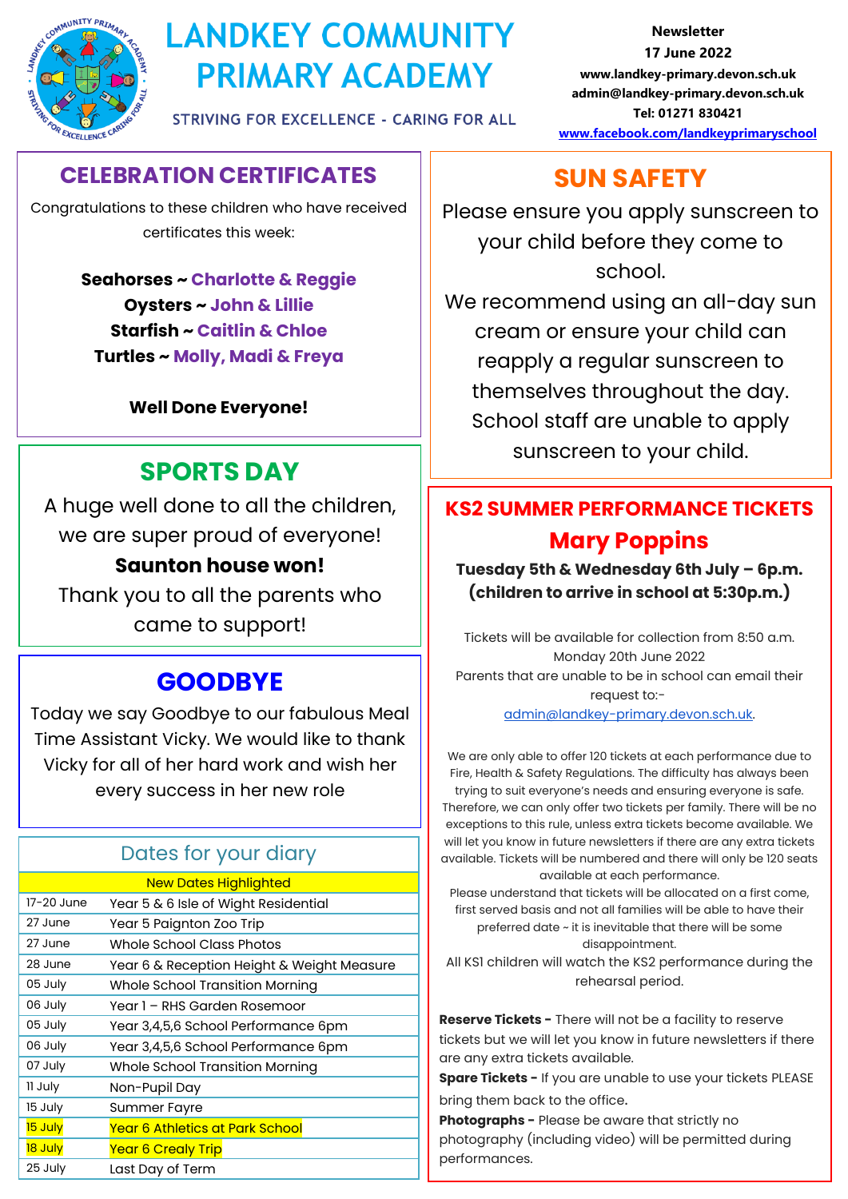# LANDKEY COMMUNITY PRIMARY ACADEMY

STRIVING FOR EXCELLENCE - CARING FOR ALL

**Newsletter**
**17 June 2022**
**www.landkey-primary.devon.sch.uk**
**admin@landkey-primary.devon.sch.uk**
**Tel: 01271 830421**
**www.facebook.com/landkeyprimaryschool**

## CELEBRATION CERTIFICATES

Congratulations to these children who have received certificates this week:

**Seahorses ~ Charlotte & Reggie**
**Oysters ~ John & Lillie**
**Starfish ~ Caitlin & Chloe**
**Turtles ~ Molly, Madi & Freya**

**Well Done Everyone!**

## SPORTS DAY

A huge well done to all the children, we are super proud of everyone!

**Saunton house won!**

Thank you to all the parents who came to support!

## GOODBYE

Today we say Goodbye to our fabulous Meal Time Assistant Vicky. We would like to thank Vicky for all of her hard work and wish her every success in her new role

## Dates for your diary

| New Dates Highlighted | |
|---|---|
| 17-20 June | Year 5 & 6 Isle of Wight Residential |
| 27 June | Year 5 Paignton Zoo Trip |
| 27 June | Whole School Class Photos |
| 28 June | Year 6 & Reception Height & Weight Measure |
| 05 July | Whole School Transition Morning |
| 06 July | Year 1 – RHS Garden Rosemoor |
| 05 July | Year 3,4,5,6 School Performance 6pm |
| 06 July | Year 3,4,5,6 School Performance 6pm |
| 07 July | Whole School Transition Morning |
| 11 July | Non-Pupil Day |
| 15 July | Summer Fayre |
| 15 July | Year 6 Athletics at Park School |
| 18 July | Year 6 Crealy Trip |
| 25 July | Last Day of Term |

## SUN SAFETY

Please ensure you apply sunscreen to your child before they come to school.
We recommend using an all-day sun cream or ensure your child can reapply a regular sunscreen to themselves throughout the day.
School staff are unable to apply sunscreen to your child.

## KS2 SUMMER PERFORMANCE TICKETS

### Mary Poppins

**Tuesday 5th & Wednesday 6th July – 6p.m.**
**(children to arrive in school at 5:30p.m.)**

Tickets will be available for collection from 8:50 a.m. Monday 20th June 2022
Parents that are unable to be in school can email their request to:- admin@landkey-primary.devon.sch.uk.

We are only able to offer 120 tickets at each performance due to Fire, Health & Safety Regulations. The difficulty has always been trying to suit everyone's needs and ensuring everyone is safe. Therefore, we can only offer two tickets per family. There will be no exceptions to this rule, unless extra tickets become available. We will let you know in future newsletters if there are any extra tickets available. Tickets will be numbered and there will only be 120 seats available at each performance.
Please understand that tickets will be allocated on a first come, first served basis and not all families will be able to have their preferred date ~ it is inevitable that there will be some disappointment.
All KS1 children will watch the KS2 performance during the rehearsal period.

**Reserve Tickets -** There will not be a facility to reserve tickets but we will let you know in future newsletters if there are any extra tickets available.

**Spare Tickets -** If you are unable to use your tickets PLEASE bring them back to the office.

**Photographs -** Please be aware that strictly no photography (including video) will be permitted during performances.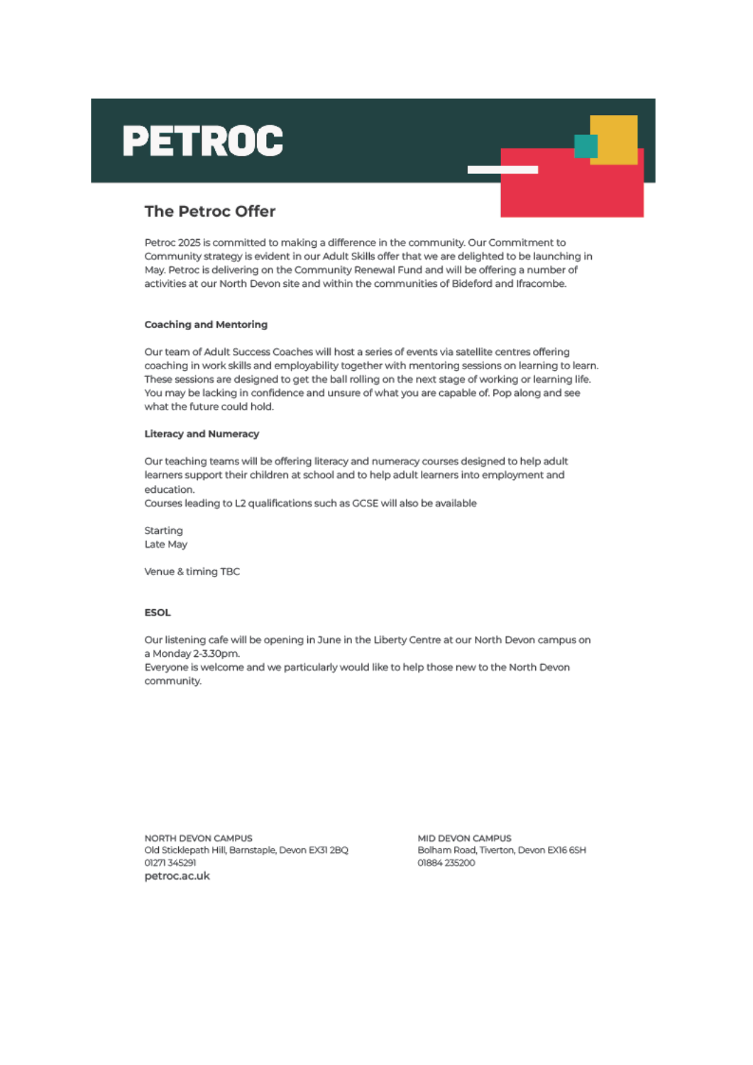# PETROC

## The Petroc Offer

Petroc 2025 is committed to making a difference in the community. Our Commitment to Community strategy is evident in our Adult Skills offer that we are delighted to be launching in May. Petroc is delivering on the Community Renewal Fund and will be offering a number of activities at our North Devon site and within the communities of Bideford and Ifracombe.

**Coaching and Mentoring**

Our team of Adult Success Coaches will host a series of events via satellite centres offering coaching in work skills and employability together with mentoring sessions on learning to learn. These sessions are designed to get the ball rolling on the next stage of working or learning life. You may be lacking in confidence and unsure of what you are capable of. Pop along and see what the future could hold.

**Literacy and Numeracy**

Our teaching teams will be offering literacy and numeracy courses designed to help adult learners support their children at school and to help adult learners into employment and education.
Courses leading to L2 qualifications such as GCSE will also be available

Starting
Late May

Venue & timing TBC

**ESOL**

Our listening cafe will be opening in June in the Liberty Centre at our North Devon campus on a Monday 2-3.30pm.
Everyone is welcome and we particularly would like to help those new to the North Devon community.

NORTH DEVON CAMPUS
Old Sticklepath Hill, Barnstaple, Devon EX31 2BQ
01271 345291
petroc.ac.uk

MID DEVON CAMPUS
Bolham Road, Tiverton, Devon EX16 6SH
01884 235200